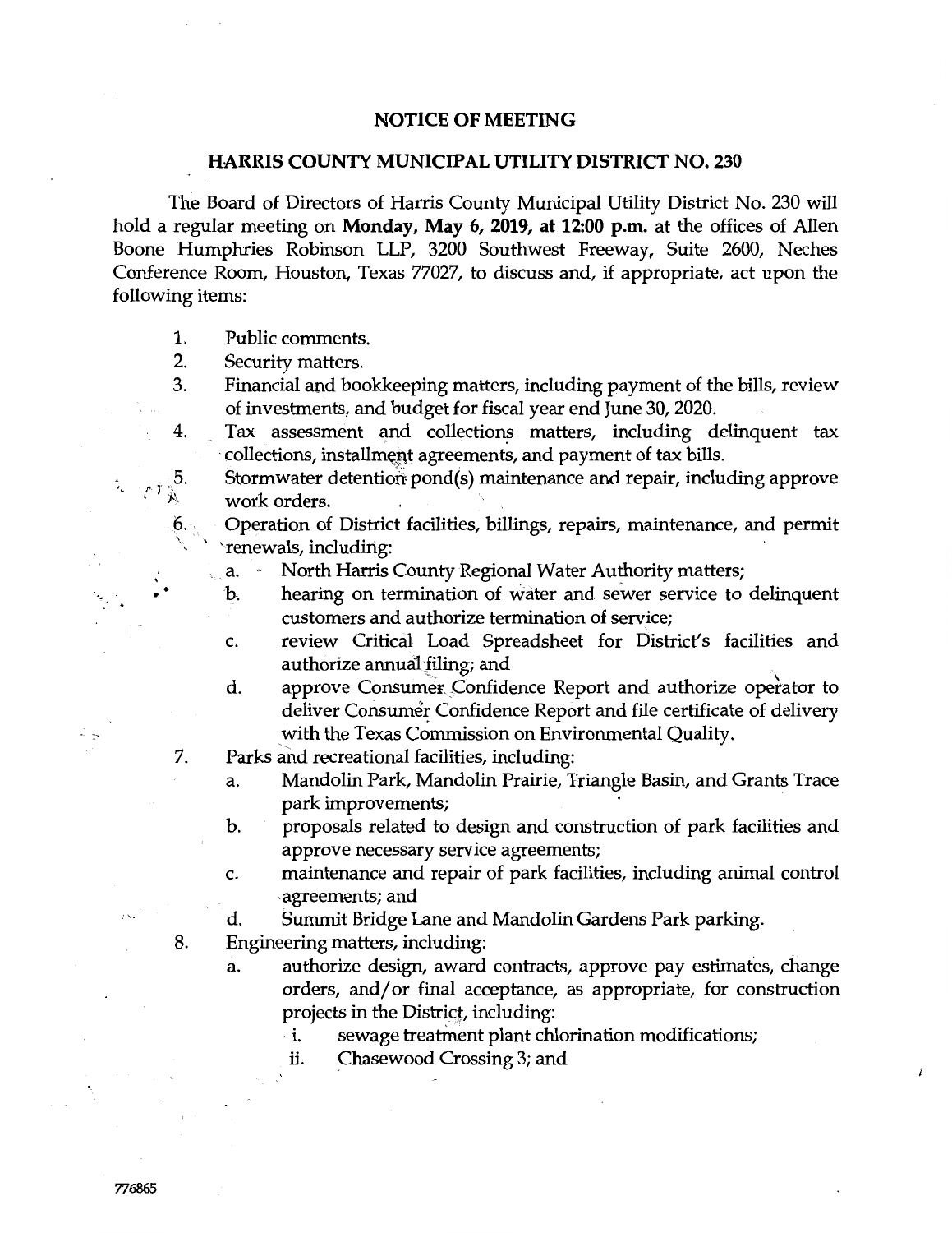## NOTICE OF MEETING

## HARRIS COUNTY MUNICIPAL UTILITY DISTRICT NO. 230

The Board of Directors of Harris County Municipal Utility District No. 230 will hold a regular meeting on **Monday, May 6, 2019, at 12:00 p.m.** at the offices of Allen Boone Humphries Robinson LLP, 3200 Southwest Freeway, Suite 2600, Neches Conference Room, Houston, Texas 77027, to discuss and, if appropriate, act upon the following items:

1. Public comments.
2. Security matters.
3. Financial and bookkeeping matters, including payment of the bills, review of investments, and budget for fiscal year end June 30, 2020.
4. Tax assessment and collections matters, including delinquent tax collections, installment agreements, and payment of tax bills.
5. Stormwater detention pond(s) maintenance and repair, including approve work orders.
6. Operation of District facilities, billings, repairs, maintenance, and permit renewals, including:
    a. North Harris County Regional Water Authority matters;
    b. hearing on termination of water and sewer service to delinquent customers and authorize termination of service;
    c. review Critical Load Spreadsheet for District's facilities and authorize annual filing; and
    d. approve Consumer Confidence Report and authorize operator to deliver Consumer Confidence Report and file certificate of delivery with the Texas Commission on Environmental Quality.
7. Parks and recreational facilities, including:
    a. Mandolin Park, Mandolin Prairie, Triangle Basin, and Grants Trace park improvements;
    b. proposals related to design and construction of park facilities and approve necessary service agreements;
    c. maintenance and repair of park facilities, including animal control agreements; and
    d. Summit Bridge Lane and Mandolin Gardens Park parking.
8. Engineering matters, including:
    a. authorize design, award contracts, approve pay estimates, change orders, and/or final acceptance, as appropriate, for construction projects in the District, including:
        i. sewage treatment plant chlorination modifications;
        ii. Chasewood Crossing 3; and

776865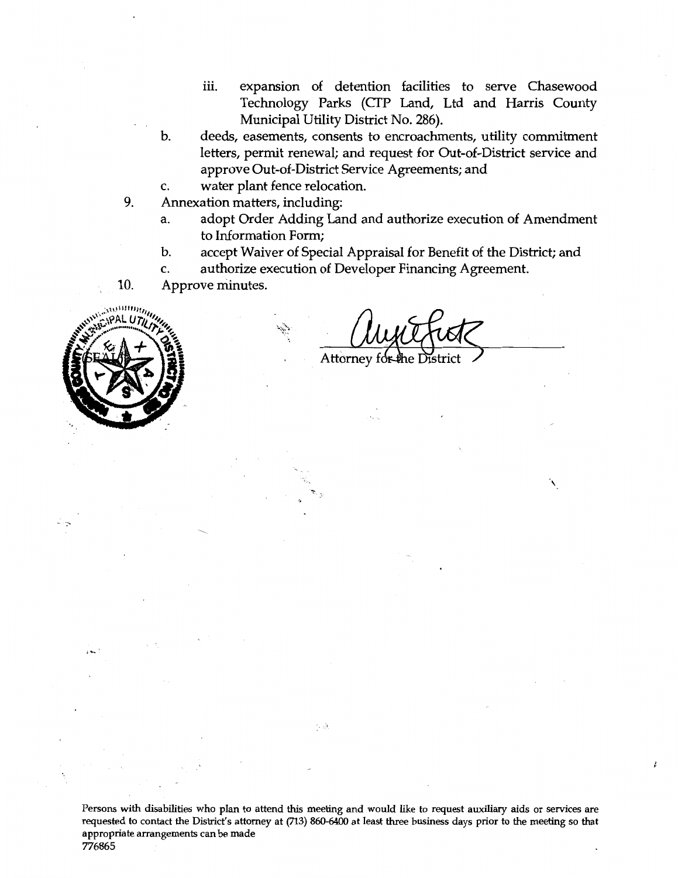iii. expansion of detention facilities to serve Chasewood Technology Parks (CTP Land, Ltd and Harris County Municipal Utility District No. 286).

b. deeds, easements, consents to encroachments, utility commitment letters, permit renewal; and request for Out-of-District service and approve Out-of-District Service Agreements; and

c. water plant fence relocation.

9. Annexation matters, including:
   a. adopt Order Adding Land and authorize execution of Amendment to Information Form;
   b. accept Waiver of Special Appraisal for Benefit of the District; and
   c. authorize execution of Developer Financing Agreement.

10. Approve minutes.

Attorney for the District

Persons with disabilities who plan to attend this meeting and would like to request auxiliary aids or services are requested to contact the District's attorney at (713) 860-6400 at least three business days prior to the meeting so that appropriate arrangements can be made

776865